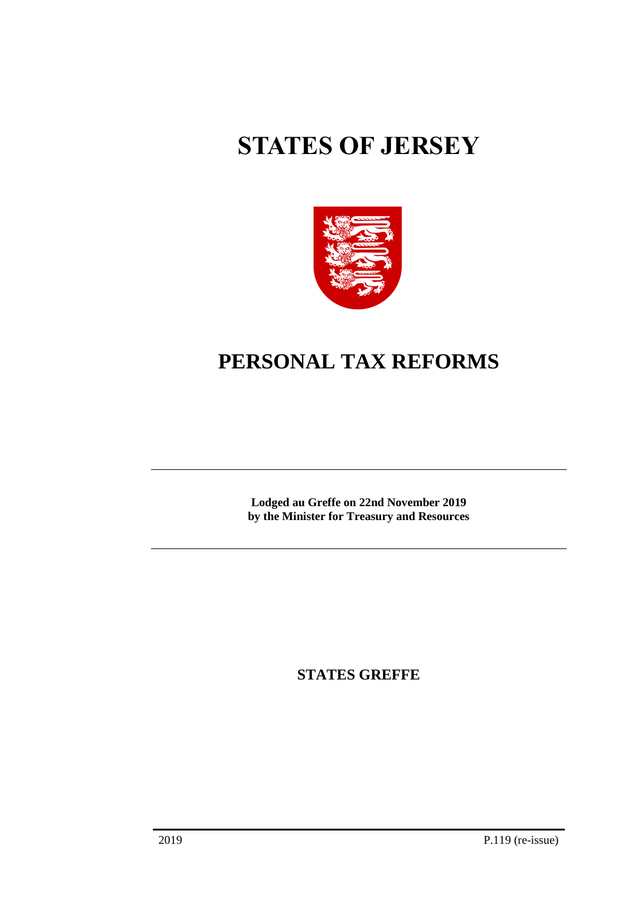# STATES OF JERSEY

# PERSONAL TAX REFORMS

**Lodged au Greffe on 22nd November 2019**
**by the Minister for Treasury and Resources**

**STATES GREFFE**

2019 P.119 (re-issue)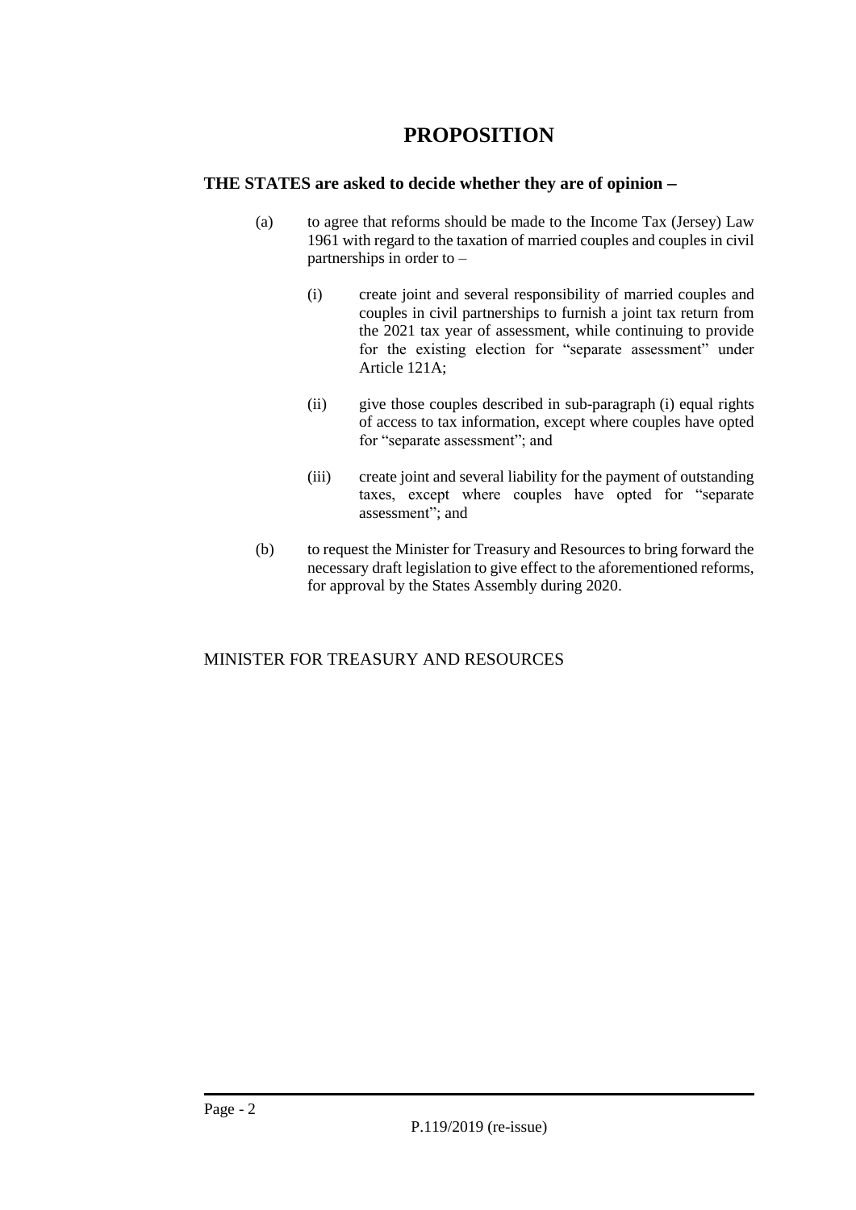# PROPOSITION

**THE STATES are asked to decide whether they are of opinion −**

(a) to agree that reforms should be made to the Income Tax (Jersey) Law 1961 with regard to the taxation of married couples and couples in civil partnerships in order to –

(i) create joint and several responsibility of married couples and couples in civil partnerships to furnish a joint tax return from the 2021 tax year of assessment, while continuing to provide for the existing election for "separate assessment" under Article 121A;

(ii) give those couples described in sub-paragraph (i) equal rights of access to tax information, except where couples have opted for "separate assessment"; and

(iii) create joint and several liability for the payment of outstanding taxes, except where couples have opted for "separate assessment"; and

(b) to request the Minister for Treasury and Resources to bring forward the necessary draft legislation to give effect to the aforementioned reforms, for approval by the States Assembly during 2020.

MINISTER FOR TREASURY AND RESOURCES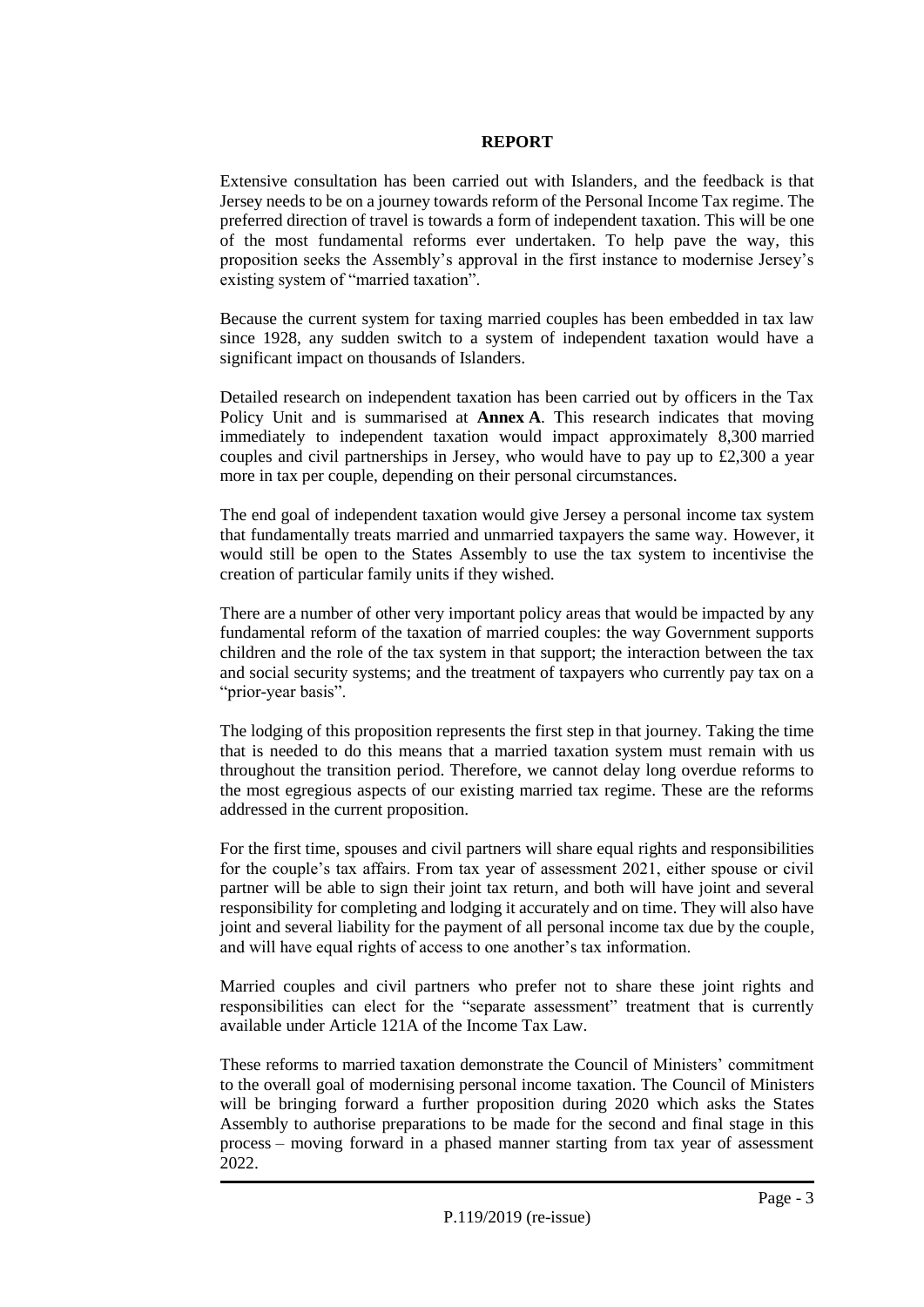## REPORT

Extensive consultation has been carried out with Islanders, and the feedback is that Jersey needs to be on a journey towards reform of the Personal Income Tax regime. The preferred direction of travel is towards a form of independent taxation. This will be one of the most fundamental reforms ever undertaken. To help pave the way, this proposition seeks the Assembly's approval in the first instance to modernise Jersey's existing system of "married taxation".

Because the current system for taxing married couples has been embedded in tax law since 1928, any sudden switch to a system of independent taxation would have a significant impact on thousands of Islanders.

Detailed research on independent taxation has been carried out by officers in the Tax Policy Unit and is summarised at **Annex A**. This research indicates that moving immediately to independent taxation would impact approximately 8,300 married couples and civil partnerships in Jersey, who would have to pay up to £2,300 a year more in tax per couple, depending on their personal circumstances.

The end goal of independent taxation would give Jersey a personal income tax system that fundamentally treats married and unmarried taxpayers the same way. However, it would still be open to the States Assembly to use the tax system to incentivise the creation of particular family units if they wished.

There are a number of other very important policy areas that would be impacted by any fundamental reform of the taxation of married couples: the way Government supports children and the role of the tax system in that support; the interaction between the tax and social security systems; and the treatment of taxpayers who currently pay tax on a "prior-year basis".

The lodging of this proposition represents the first step in that journey. Taking the time that is needed to do this means that a married taxation system must remain with us throughout the transition period. Therefore, we cannot delay long overdue reforms to the most egregious aspects of our existing married tax regime. These are the reforms addressed in the current proposition.

For the first time, spouses and civil partners will share equal rights and responsibilities for the couple's tax affairs. From tax year of assessment 2021, either spouse or civil partner will be able to sign their joint tax return, and both will have joint and several responsibility for completing and lodging it accurately and on time. They will also have joint and several liability for the payment of all personal income tax due by the couple, and will have equal rights of access to one another's tax information.

Married couples and civil partners who prefer not to share these joint rights and responsibilities can elect for the "separate assessment" treatment that is currently available under Article 121A of the Income Tax Law.

These reforms to married taxation demonstrate the Council of Ministers' commitment to the overall goal of modernising personal income taxation. The Council of Ministers will be bringing forward a further proposition during 2020 which asks the States Assembly to authorise preparations to be made for the second and final stage in this process – moving forward in a phased manner starting from tax year of assessment 2022.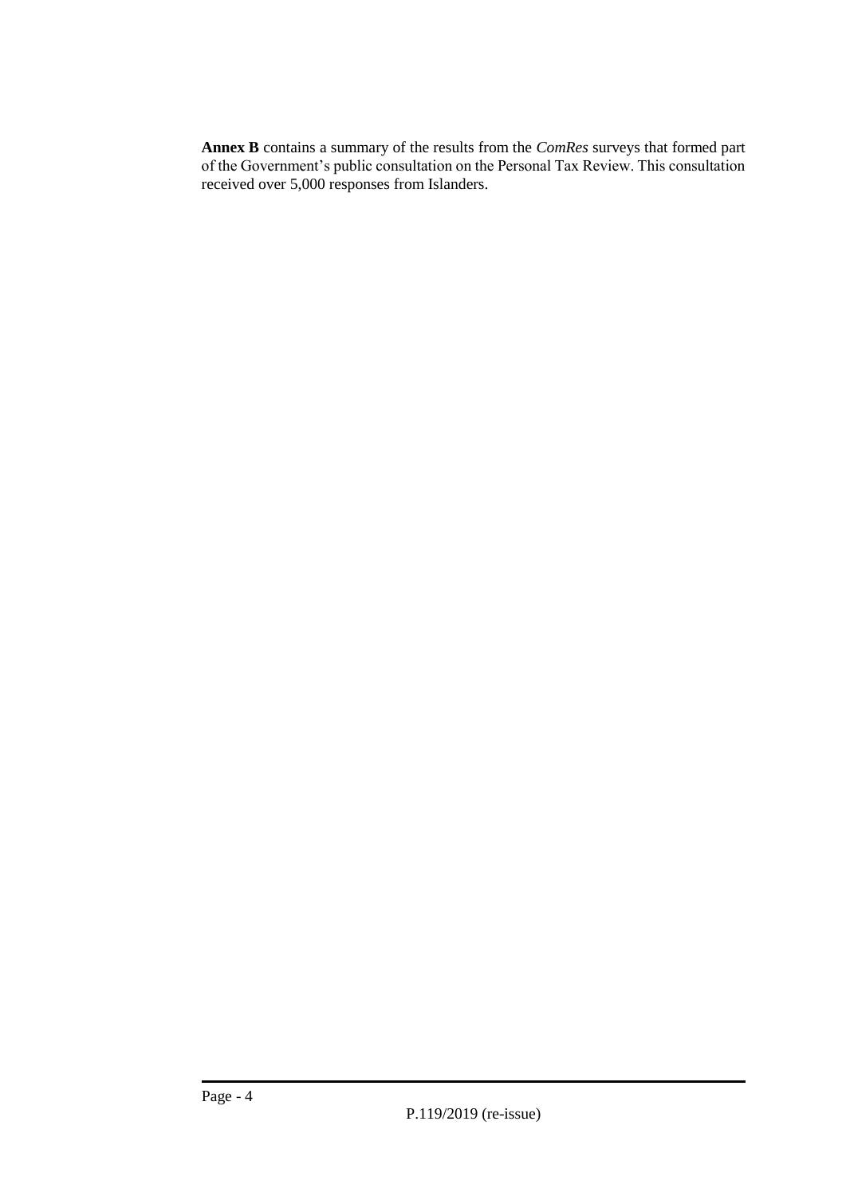**Annex B** contains a summary of the results from the *ComRes* surveys that formed part of the Government's public consultation on the Personal Tax Review. This consultation received over 5,000 responses from Islanders.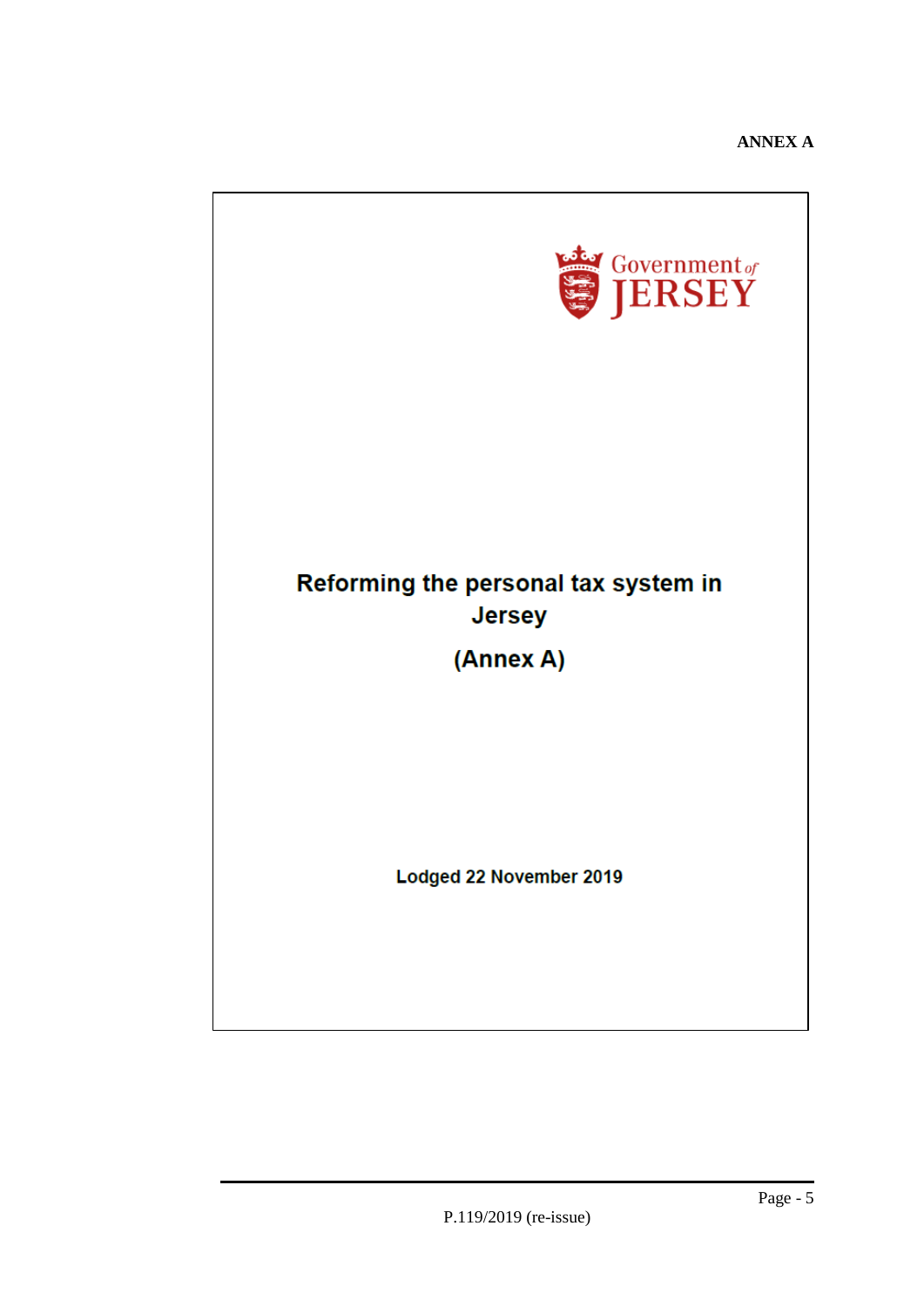**ANNEX A**

Government of JERSEY

# Reforming the personal tax system in Jersey

## (Annex A)

**Lodged 22 November 2019**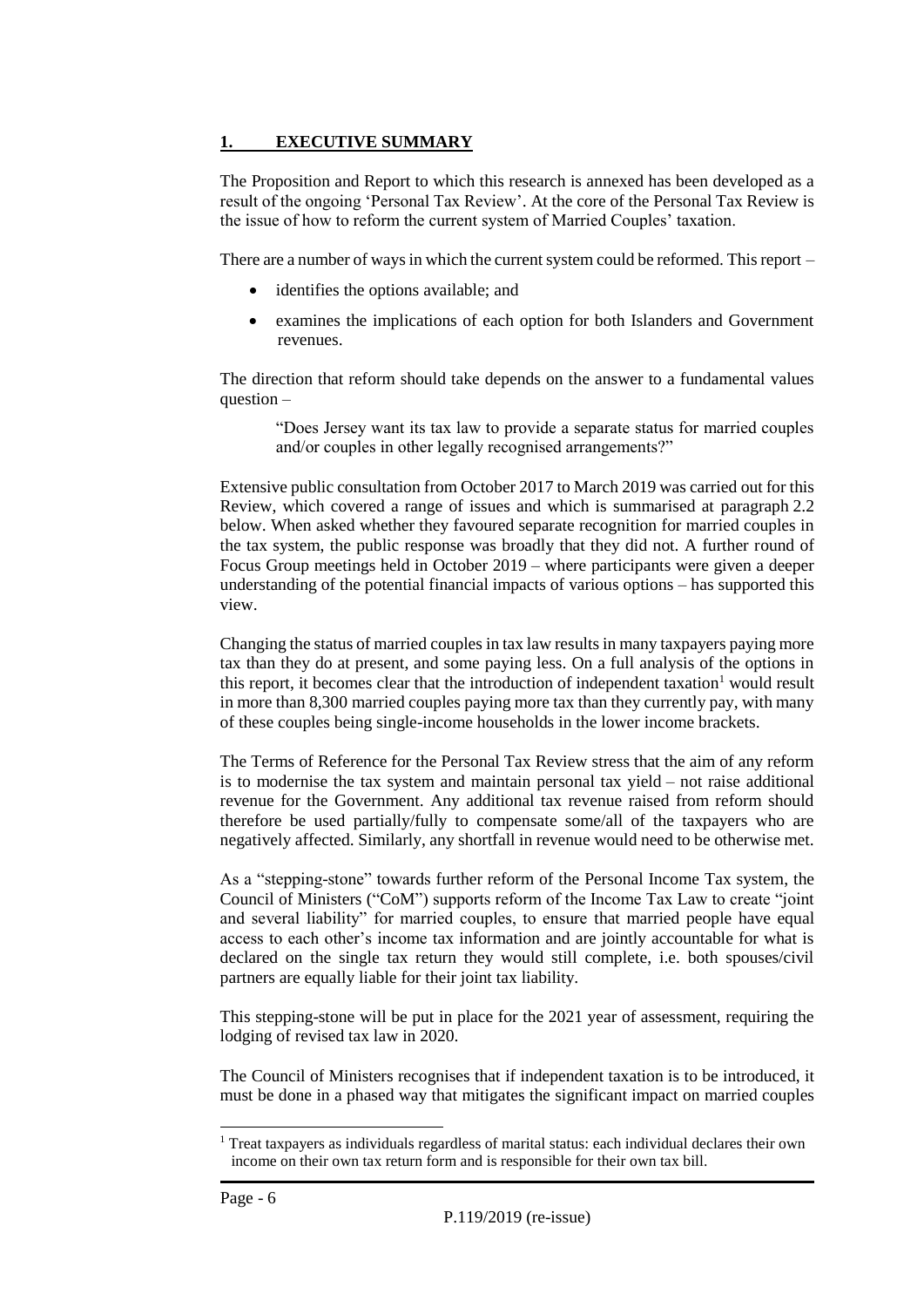## 1. EXECUTIVE SUMMARY

The Proposition and Report to which this research is annexed has been developed as a result of the ongoing 'Personal Tax Review'. At the core of the Personal Tax Review is the issue of how to reform the current system of Married Couples' taxation.

There are a number of ways in which the current system could be reformed. This report –

- identifies the options available; and
- examines the implications of each option for both Islanders and Government revenues.

The direction that reform should take depends on the answer to a fundamental values question –

> "Does Jersey want its tax law to provide a separate status for married couples and/or couples in other legally recognised arrangements?"

Extensive public consultation from October 2017 to March 2019 was carried out for this Review, which covered a range of issues and which is summarised at paragraph 2.2 below. When asked whether they favoured separate recognition for married couples in the tax system, the public response was broadly that they did not. A further round of Focus Group meetings held in October 2019 – where participants were given a deeper understanding of the potential financial impacts of various options – has supported this view.

Changing the status of married couples in tax law results in many taxpayers paying more tax than they do at present, and some paying less. On a full analysis of the options in this report, it becomes clear that the introduction of independent taxation[1] would result in more than 8,300 married couples paying more tax than they currently pay, with many of these couples being single-income households in the lower income brackets.

The Terms of Reference for the Personal Tax Review stress that the aim of any reform is to modernise the tax system and maintain personal tax yield – not raise additional revenue for the Government. Any additional tax revenue raised from reform should therefore be used partially/fully to compensate some/all of the taxpayers who are negatively affected. Similarly, any shortfall in revenue would need to be otherwise met.

As a "stepping-stone" towards further reform of the Personal Income Tax system, the Council of Ministers ("CoM") supports reform of the Income Tax Law to create "joint and several liability" for married couples, to ensure that married people have equal access to each other's income tax information and are jointly accountable for what is declared on the single tax return they would still complete, i.e. both spouses/civil partners are equally liable for their joint tax liability.

This stepping-stone will be put in place for the 2021 year of assessment, requiring the lodging of revised tax law in 2020.

The Council of Ministers recognises that if independent taxation is to be introduced, it must be done in a phased way that mitigates the significant impact on married couples

[1] Treat taxpayers as individuals regardless of marital status: each individual declares their own income on their own tax return form and is responsible for their own tax bill.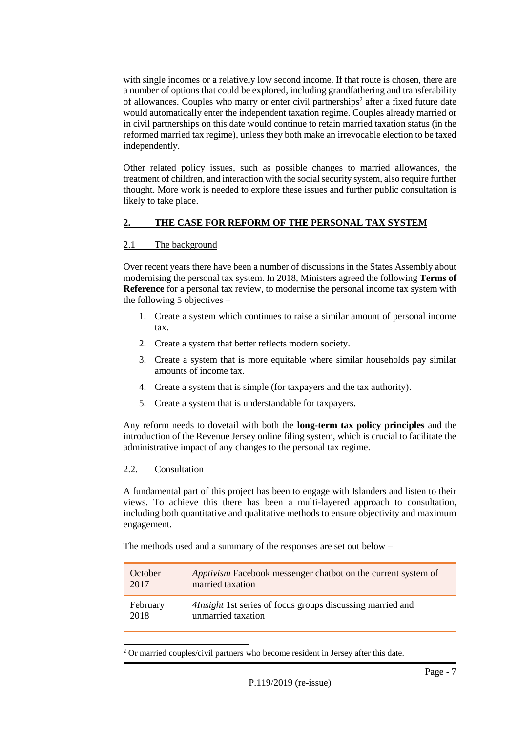with single incomes or a relatively low second income. If that route is chosen, there are a number of options that could be explored, including grandfathering and transferability of allowances. Couples who marry or enter civil partnerships[2] after a fixed future date would automatically enter the independent taxation regime. Couples already married or in civil partnerships on this date would continue to retain married taxation status (in the reformed married tax regime), unless they both make an irrevocable election to be taxed independently.

Other related policy issues, such as possible changes to married allowances, the treatment of children, and interaction with the social security system, also require further thought. More work is needed to explore these issues and further public consultation is likely to take place.

## 2. THE CASE FOR REFORM OF THE PERSONAL TAX SYSTEM

### 2.1 The background

Over recent years there have been a number of discussions in the States Assembly about modernising the personal tax system. In 2018, Ministers agreed the following **Terms of Reference** for a personal tax review, to modernise the personal income tax system with the following 5 objectives –

1. Create a system which continues to raise a similar amount of personal income tax.
2. Create a system that better reflects modern society.
3. Create a system that is more equitable where similar households pay similar amounts of income tax.
4. Create a system that is simple (for taxpayers and the tax authority).
5. Create a system that is understandable for taxpayers.

Any reform needs to dovetail with both the **long-term tax policy principles** and the introduction of the Revenue Jersey online filing system, which is crucial to facilitate the administrative impact of any changes to the personal tax regime.

### 2.2. Consultation

A fundamental part of this project has been to engage with Islanders and listen to their views. To achieve this there has been a multi-layered approach to consultation, including both quantitative and qualitative methods to ensure objectivity and maximum engagement.

The methods used and a summary of the responses are set out below –

| | |
|---|---|
| October 2017 | *Apptivism* Facebook messenger chatbot on the current system of married taxation |
| February 2018 | *4Insight* 1st series of focus groups discussing married and unmarried taxation |

[2] Or married couples/civil partners who become resident in Jersey after this date.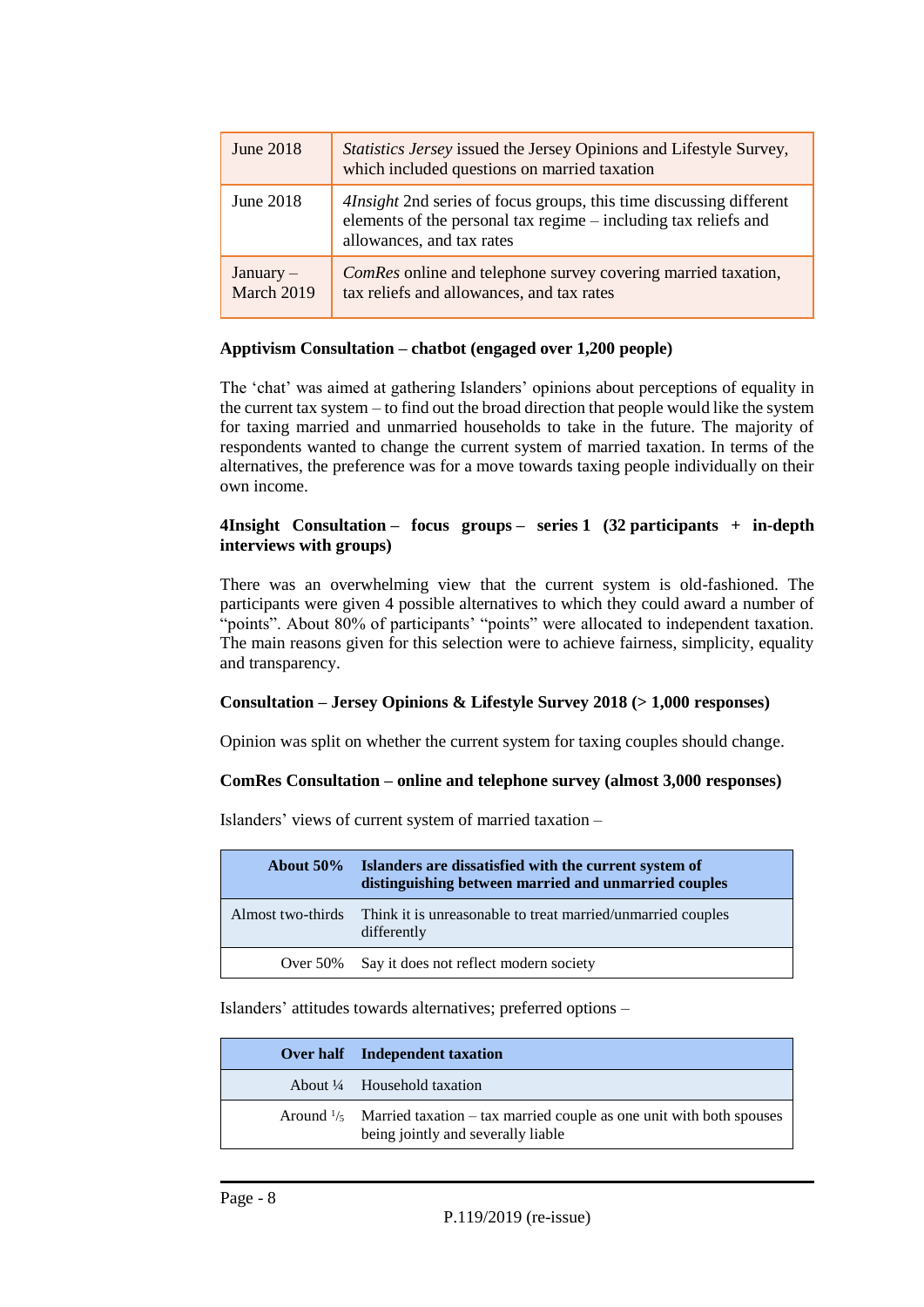| | |
|---|---|
| June 2018 | *Statistics Jersey* issued the Jersey Opinions and Lifestyle Survey, which included questions on married taxation |
| June 2018 | *4Insight* 2nd series of focus groups, this time discussing different elements of the personal tax regime – including tax reliefs and allowances, and tax rates |
| January – March 2019 | *ComRes* online and telephone survey covering married taxation, tax reliefs and allowances, and tax rates |

**Apptivism Consultation – chatbot (engaged over 1,200 people)**

The 'chat' was aimed at gathering Islanders' opinions about perceptions of equality in the current tax system – to find out the broad direction that people would like the system for taxing married and unmarried households to take in the future. The majority of respondents wanted to change the current system of married taxation. In terms of the alternatives, the preference was for a move towards taxing people individually on their own income.

**4Insight Consultation – focus groups – series 1 (32 participants + in-depth interviews with groups)**

There was an overwhelming view that the current system is old-fashioned. The participants were given 4 possible alternatives to which they could award a number of "points". About 80% of participants' "points" were allocated to independent taxation. The main reasons given for this selection were to achieve fairness, simplicity, equality and transparency.

**Consultation – Jersey Opinions & Lifestyle Survey 2018 (> 1,000 responses)**

Opinion was split on whether the current system for taxing couples should change.

**ComRes Consultation – online and telephone survey (almost 3,000 responses)**

Islanders' views of current system of married taxation –

| About 50% | Islanders are dissatisfied with the current system of distinguishing between married and unmarried couples |
|---|---|
| Almost two-thirds | Think it is unreasonable to treat married/unmarried couples differently |
| Over 50% | Say it does not reflect modern society |

Islanders' attitudes towards alternatives; preferred options –

| Over half | Independent taxation |
|---|---|
| About ¼ | Household taxation |
| Around ⅕ | Married taxation – tax married couple as one unit with both spouses being jointly and severally liable |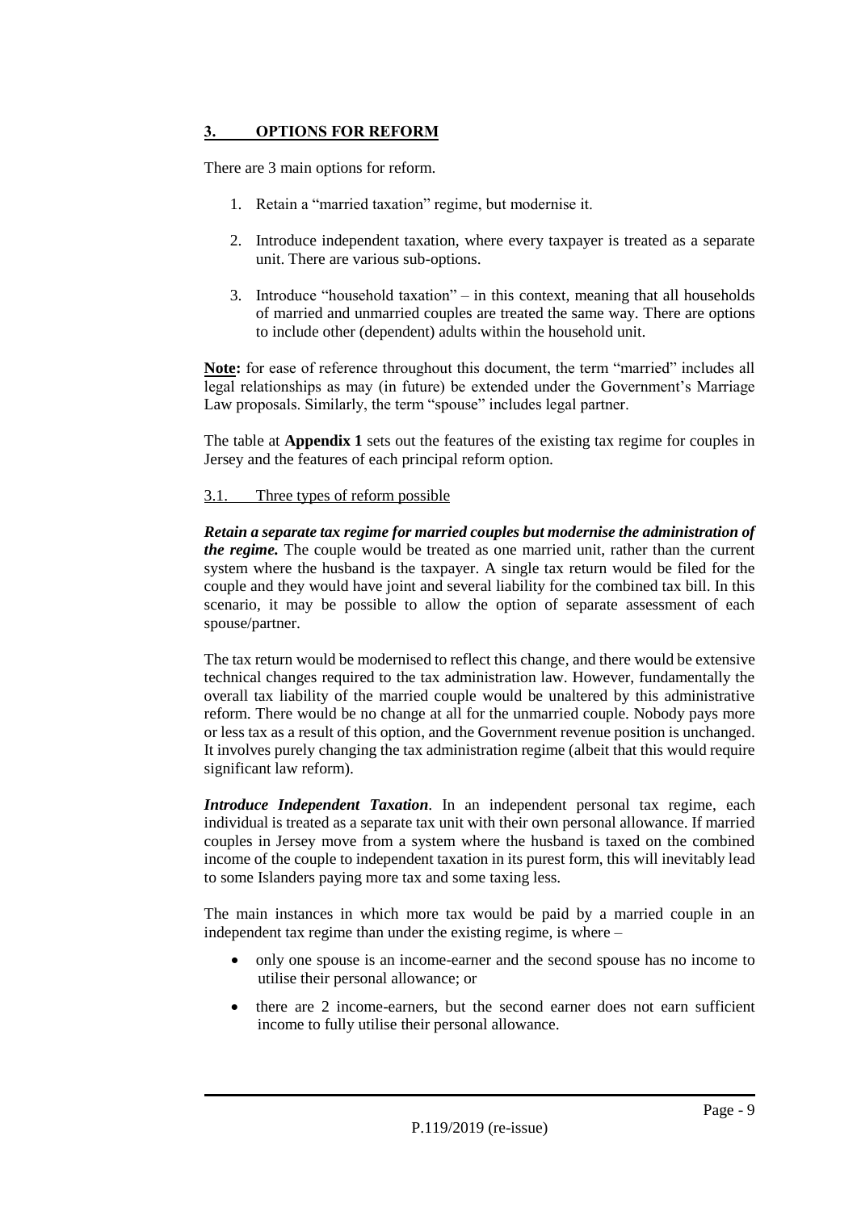## 3. OPTIONS FOR REFORM

There are 3 main options for reform.

1. Retain a "married taxation" regime, but modernise it.

2. Introduce independent taxation, where every taxpayer is treated as a separate unit. There are various sub-options.

3. Introduce "household taxation" – in this context, meaning that all households of married and unmarried couples are treated the same way. There are options to include other (dependent) adults within the household unit.

**Note:** for ease of reference throughout this document, the term "married" includes all legal relationships as may (in future) be extended under the Government's Marriage Law proposals. Similarly, the term "spouse" includes legal partner.

The table at **Appendix 1** sets out the features of the existing tax regime for couples in Jersey and the features of each principal reform option.

### 3.1. Three types of reform possible

***Retain a separate tax regime for married couples but modernise the administration of the regime.*** The couple would be treated as one married unit, rather than the current system where the husband is the taxpayer. A single tax return would be filed for the couple and they would have joint and several liability for the combined tax bill. In this scenario, it may be possible to allow the option of separate assessment of each spouse/partner.

The tax return would be modernised to reflect this change, and there would be extensive technical changes required to the tax administration law. However, fundamentally the overall tax liability of the married couple would be unaltered by this administrative reform. There would be no change at all for the unmarried couple. Nobody pays more or less tax as a result of this option, and the Government revenue position is unchanged. It involves purely changing the tax administration regime (albeit that this would require significant law reform).

***Introduce Independent Taxation***. In an independent personal tax regime, each individual is treated as a separate tax unit with their own personal allowance. If married couples in Jersey move from a system where the husband is taxed on the combined income of the couple to independent taxation in its purest form, this will inevitably lead to some Islanders paying more tax and some taxing less.

The main instances in which more tax would be paid by a married couple in an independent tax regime than under the existing regime, is where –

- only one spouse is an income-earner and the second spouse has no income to utilise their personal allowance; or
- there are 2 income-earners, but the second earner does not earn sufficient income to fully utilise their personal allowance.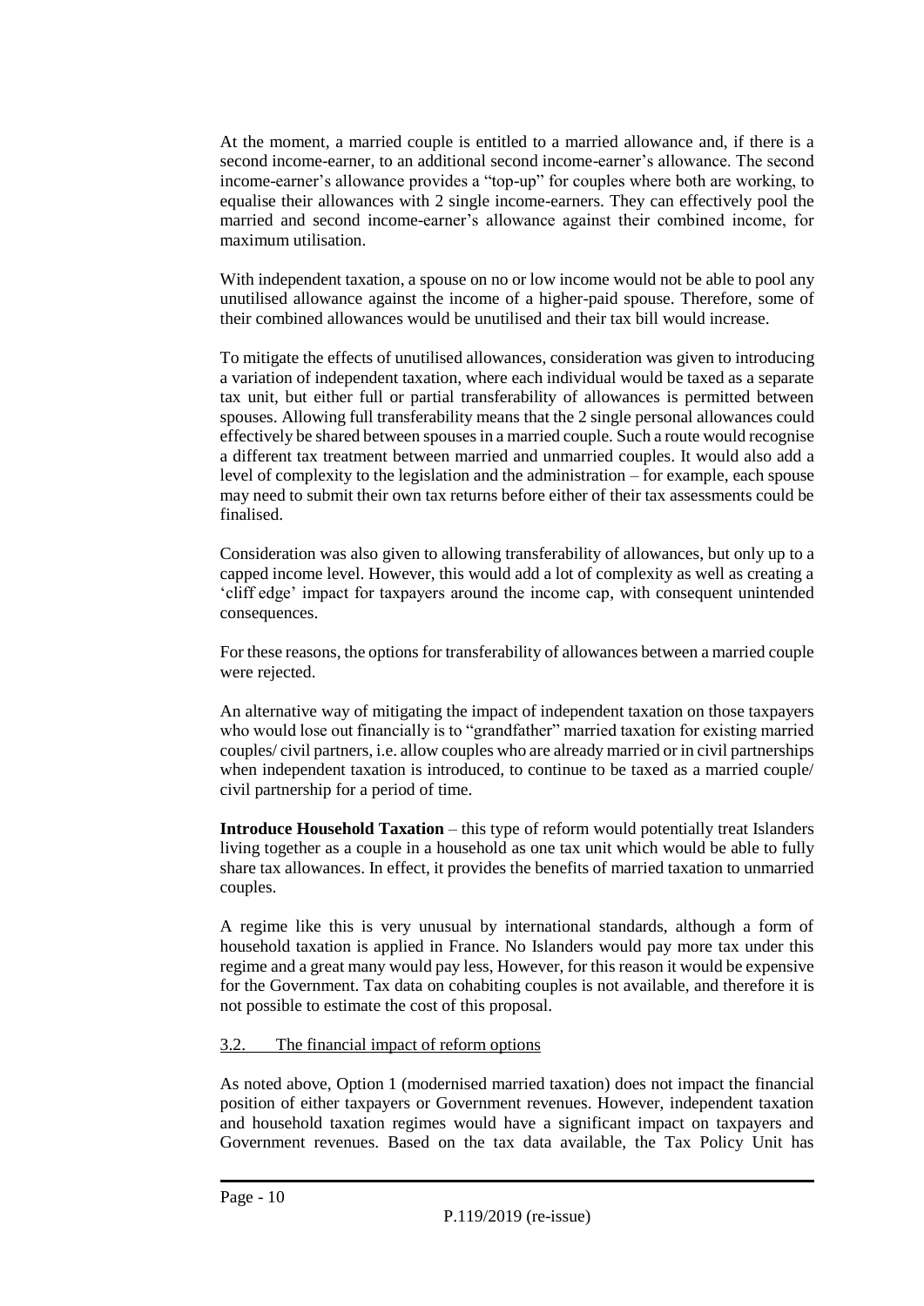At the moment, a married couple is entitled to a married allowance and, if there is a second income-earner, to an additional second income-earner's allowance. The second income-earner's allowance provides a "top-up" for couples where both are working, to equalise their allowances with 2 single income-earners. They can effectively pool the married and second income-earner's allowance against their combined income, for maximum utilisation.

With independent taxation, a spouse on no or low income would not be able to pool any unutilised allowance against the income of a higher-paid spouse. Therefore, some of their combined allowances would be unutilised and their tax bill would increase.

To mitigate the effects of unutilised allowances, consideration was given to introducing a variation of independent taxation, where each individual would be taxed as a separate tax unit, but either full or partial transferability of allowances is permitted between spouses. Allowing full transferability means that the 2 single personal allowances could effectively be shared between spouses in a married couple. Such a route would recognise a different tax treatment between married and unmarried couples. It would also add a level of complexity to the legislation and the administration – for example, each spouse may need to submit their own tax returns before either of their tax assessments could be finalised.

Consideration was also given to allowing transferability of allowances, but only up to a capped income level. However, this would add a lot of complexity as well as creating a 'cliff edge' impact for taxpayers around the income cap, with consequent unintended consequences.

For these reasons, the options for transferability of allowances between a married couple were rejected.

An alternative way of mitigating the impact of independent taxation on those taxpayers who would lose out financially is to "grandfather" married taxation for existing married couples/ civil partners, i.e. allow couples who are already married or in civil partnerships when independent taxation is introduced, to continue to be taxed as a married couple/ civil partnership for a period of time.

**Introduce Household Taxation** – this type of reform would potentially treat Islanders living together as a couple in a household as one tax unit which would be able to fully share tax allowances. In effect, it provides the benefits of married taxation to unmarried couples.

A regime like this is very unusual by international standards, although a form of household taxation is applied in France. No Islanders would pay more tax under this regime and a great many would pay less, However, for this reason it would be expensive for the Government. Tax data on cohabiting couples is not available, and therefore it is not possible to estimate the cost of this proposal.

## 3.2. The financial impact of reform options

As noted above, Option 1 (modernised married taxation) does not impact the financial position of either taxpayers or Government revenues. However, independent taxation and household taxation regimes would have a significant impact on taxpayers and Government revenues. Based on the tax data available, the Tax Policy Unit has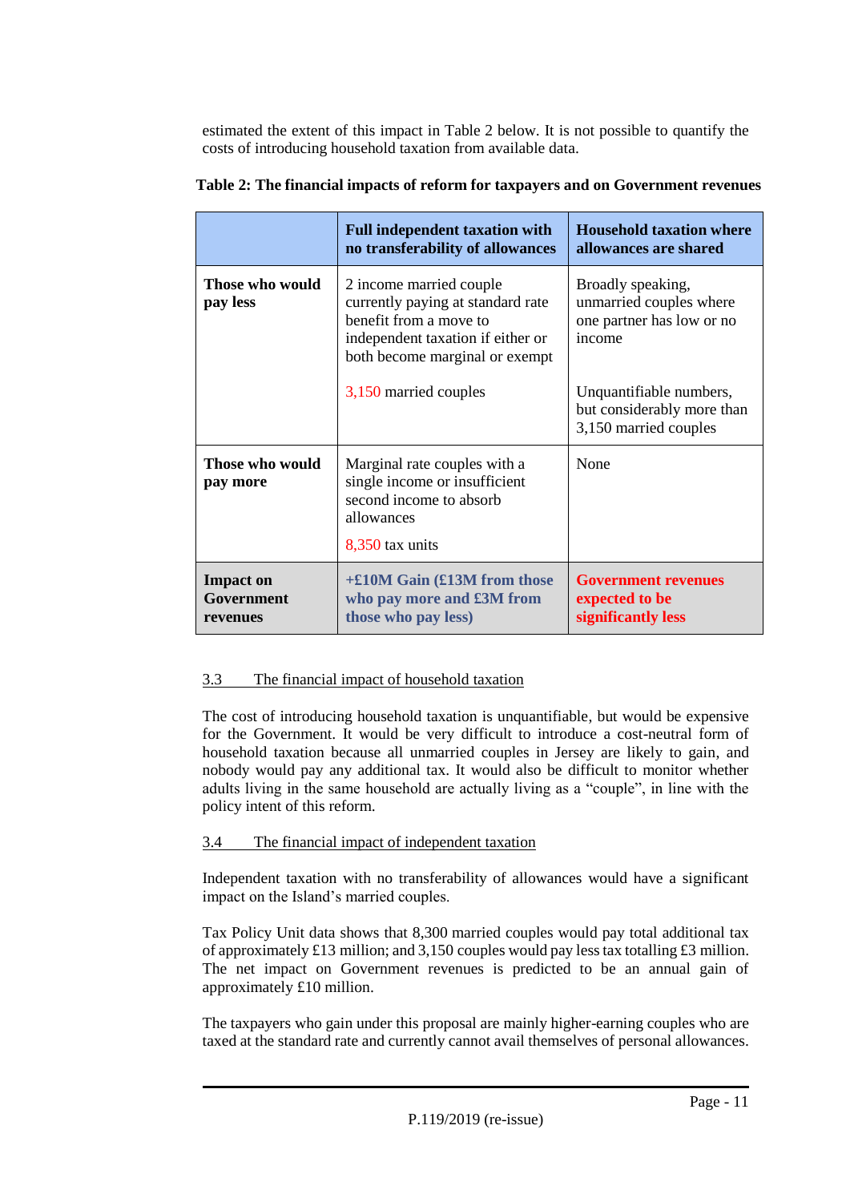estimated the extent of this impact in Table 2 below. It is not possible to quantify the costs of introducing household taxation from available data.

**Table 2: The financial impacts of reform for taxpayers and on Government revenues**

| | **Full independent taxation with no transferability of allowances** | **Household taxation where allowances are shared** |
|---|---|---|
| **Those who would pay less** | 2 income married couple currently paying at standard rate benefit from a move to independent taxation if either or both become marginal or exempt<br><br>3,150 married couples | Broadly speaking, unmarried couples where one partner has low or no income<br><br>Unquantifiable numbers, but considerably more than 3,150 married couples |
| **Those who would pay more** | Marginal rate couples with a single income or insufficient second income to absorb allowances<br><br>8,350 tax units | None |
| **Impact on Government revenues** | **+£10M Gain (£13M from those who pay more and £3M from those who pay less)** | **Government revenues expected to be significantly less** |

3.3 The financial impact of household taxation

The cost of introducing household taxation is unquantifiable, but would be expensive for the Government. It would be very difficult to introduce a cost-neutral form of household taxation because all unmarried couples in Jersey are likely to gain, and nobody would pay any additional tax. It would also be difficult to monitor whether adults living in the same household are actually living as a "couple", in line with the policy intent of this reform.

3.4 The financial impact of independent taxation

Independent taxation with no transferability of allowances would have a significant impact on the Island's married couples.

Tax Policy Unit data shows that 8,300 married couples would pay total additional tax of approximately £13 million; and 3,150 couples would pay less tax totalling £3 million. The net impact on Government revenues is predicted to be an annual gain of approximately £10 million.

The taxpayers who gain under this proposal are mainly higher-earning couples who are taxed at the standard rate and currently cannot avail themselves of personal allowances.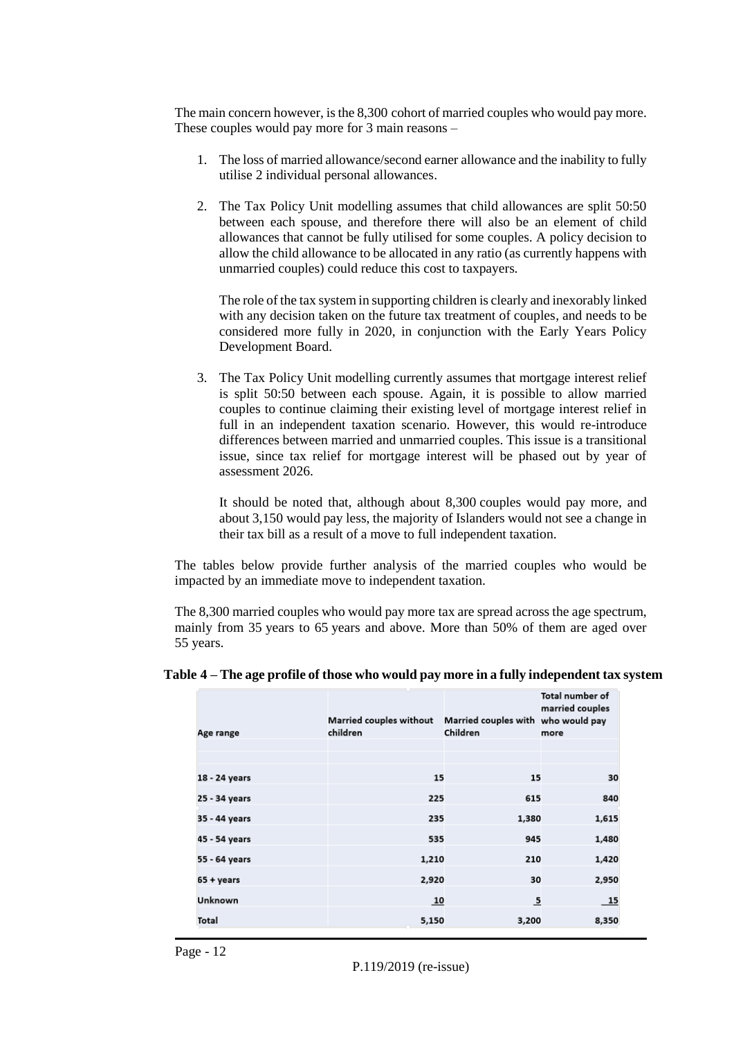The main concern however, is the 8,300 cohort of married couples who would pay more. These couples would pay more for 3 main reasons –

1. The loss of married allowance/second earner allowance and the inability to fully utilise 2 individual personal allowances.

2. The Tax Policy Unit modelling assumes that child allowances are split 50:50 between each spouse, and therefore there will also be an element of child allowances that cannot be fully utilised for some couples. A policy decision to allow the child allowance to be allocated in any ratio (as currently happens with unmarried couples) could reduce this cost to taxpayers.

   The role of the tax system in supporting children is clearly and inexorably linked with any decision taken on the future tax treatment of couples, and needs to be considered more fully in 2020, in conjunction with the Early Years Policy Development Board.

3. The Tax Policy Unit modelling currently assumes that mortgage interest relief is split 50:50 between each spouse. Again, it is possible to allow married couples to continue claiming their existing level of mortgage interest relief in full in an independent taxation scenario. However, this would re-introduce differences between married and unmarried couples. This issue is a transitional issue, since tax relief for mortgage interest will be phased out by year of assessment 2026.

   It should be noted that, although about 8,300 couples would pay more, and about 3,150 would pay less, the majority of Islanders would not see a change in their tax bill as a result of a move to full independent taxation.

The tables below provide further analysis of the married couples who would be impacted by an immediate move to independent taxation.

The 8,300 married couples who would pay more tax are spread across the age spectrum, mainly from 35 years to 65 years and above. More than 50% of them are aged over 55 years.

**Table 4 – The age profile of those who would pay more in a fully independent tax system**

| Age range | Married couples without children | Married couples with Children | Total number of married couples who would pay more |
|---|---|---|---|
| 18 - 24 years | 15 | 15 | 30 |
| 25 - 34 years | 225 | 615 | 840 |
| 35 - 44 years | 235 | 1,380 | 1,615 |
| 45 - 54 years | 535 | 945 | 1,480 |
| 55 - 64 years | 1,210 | 210 | 1,420 |
| 65 + years | 2,920 | 30 | 2,950 |
| Unknown | 10 | 5 | 15 |
| Total | 5,150 | 3,200 | 8,350 |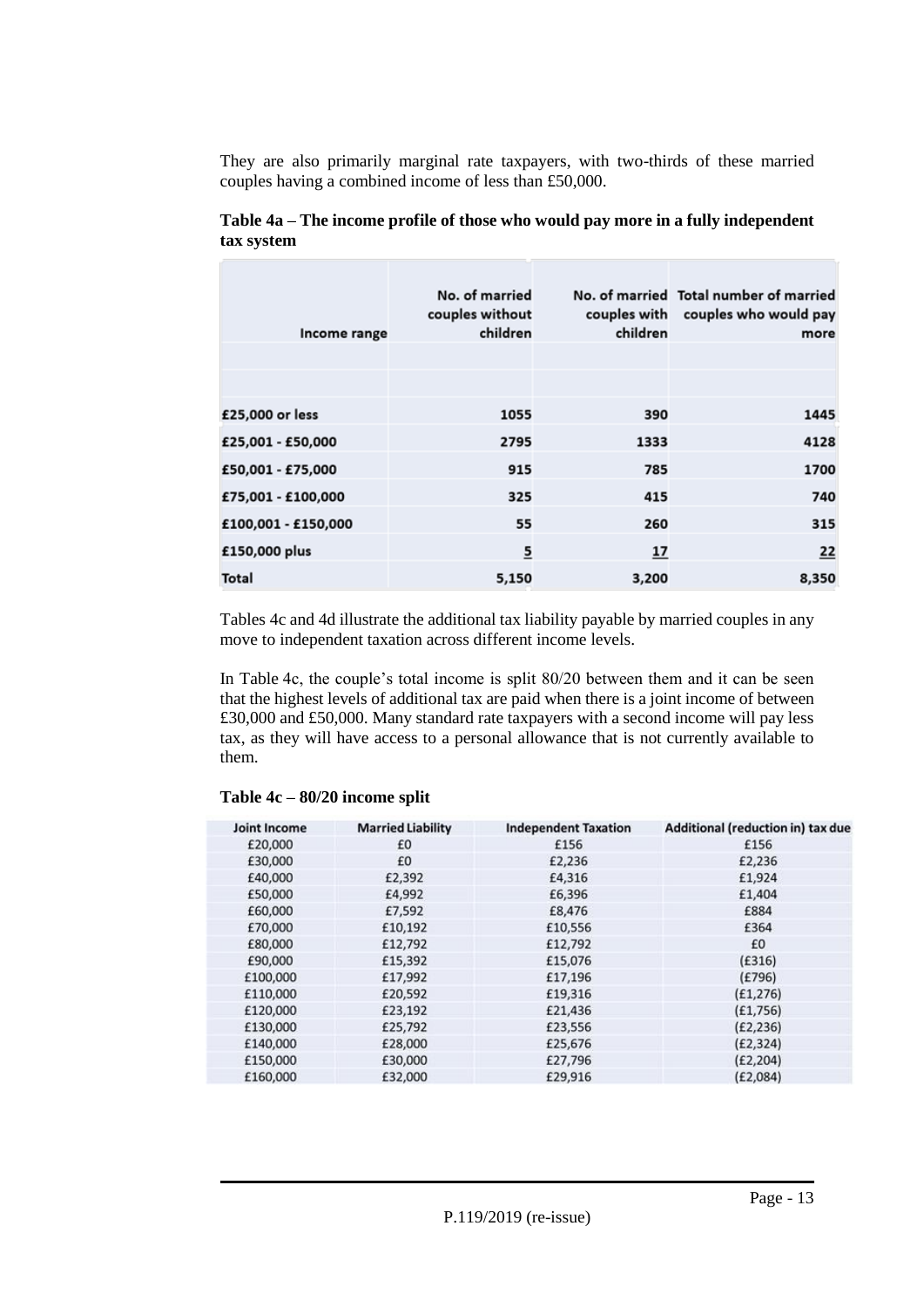They are also primarily marginal rate taxpayers, with two-thirds of these married couples having a combined income of less than £50,000.

**Table 4a – The income profile of those who would pay more in a fully independent tax system**

| Income range | No. of married couples without children | No. of married couples with children | Total number of married couples who would pay more |
|---|---|---|---|
| £25,000 or less | 1055 | 390 | 1445 |
| £25,001 - £50,000 | 2795 | 1333 | 4128 |
| £50,001 - £75,000 | 915 | 785 | 1700 |
| £75,001 - £100,000 | 325 | 415 | 740 |
| £100,001 - £150,000 | 55 | 260 | 315 |
| £150,000 plus | 5 | 17 | 22 |
| Total | 5,150 | 3,200 | 8,350 |

Tables 4c and 4d illustrate the additional tax liability payable by married couples in any move to independent taxation across different income levels.

In Table 4c, the couple's total income is split 80/20 between them and it can be seen that the highest levels of additional tax are paid when there is a joint income of between £30,000 and £50,000. Many standard rate taxpayers with a second income will pay less tax, as they will have access to a personal allowance that is not currently available to them.

**Table 4c – 80/20 income split**

| Joint Income | Married Liability | Independent Taxation | Additional (reduction in) tax due |
|---|---|---|---|
| £20,000 | £0 | £156 | £156 |
| £30,000 | £0 | £2,236 | £2,236 |
| £40,000 | £2,392 | £4,316 | £1,924 |
| £50,000 | £4,992 | £6,396 | £1,404 |
| £60,000 | £7,592 | £8,476 | £884 |
| £70,000 | £10,192 | £10,556 | £364 |
| £80,000 | £12,792 | £12,792 | £0 |
| £90,000 | £15,392 | £15,076 | (£316) |
| £100,000 | £17,992 | £17,196 | (£796) |
| £110,000 | £20,592 | £19,316 | (£1,276) |
| £120,000 | £23,192 | £21,436 | (£1,756) |
| £130,000 | £25,792 | £23,556 | (£2,236) |
| £140,000 | £28,000 | £25,676 | (£2,324) |
| £150,000 | £30,000 | £27,796 | (£2,204) |
| £160,000 | £32,000 | £29,916 | (£2,084) |

P.119/2019 (re-issue)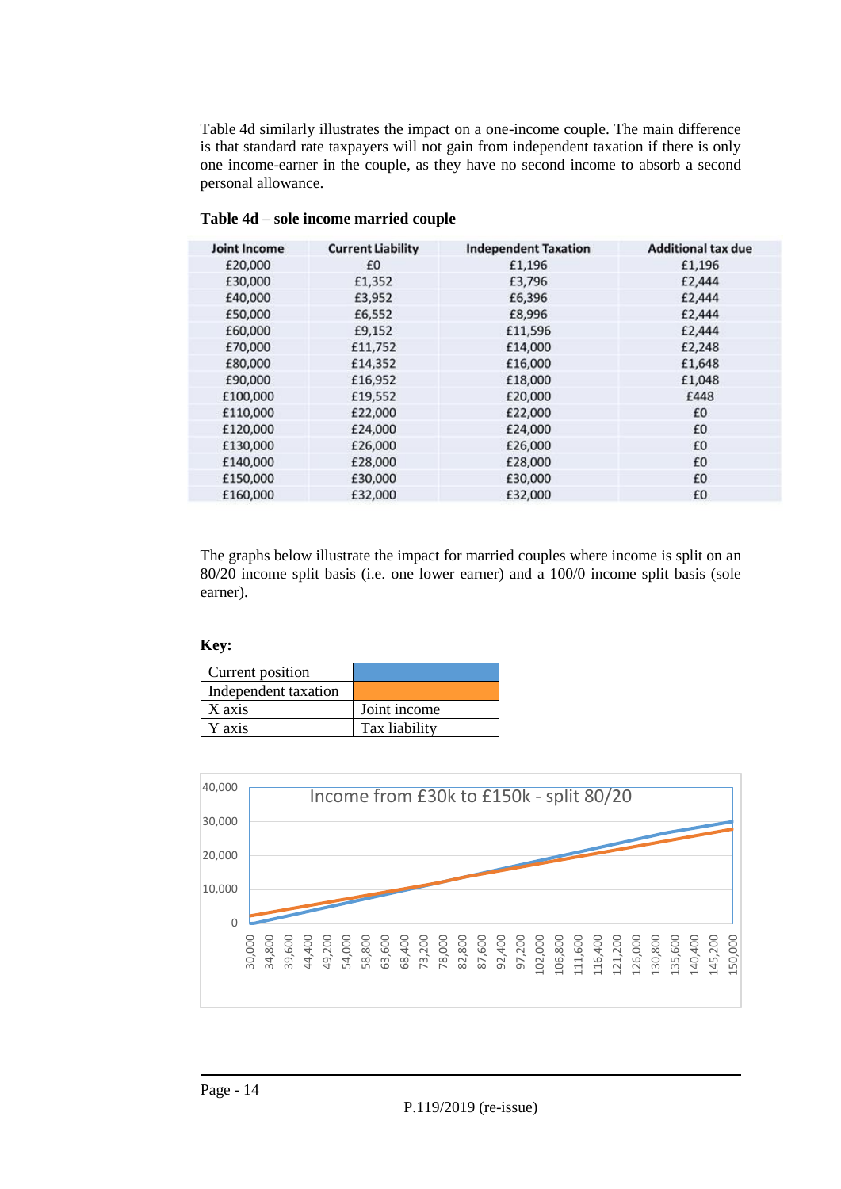Table 4d similarly illustrates the impact on a one-income couple. The main difference is that standard rate taxpayers will not gain from independent taxation if there is only one income-earner in the couple, as they have no second income to absorb a second personal allowance.

**Table 4d – sole income married couple**

| Joint Income | Current Liability | Independent Taxation | Additional tax due |
|---|---|---|---|
| £20,000 | £0 | £1,196 | £1,196 |
| £30,000 | £1,352 | £3,796 | £2,444 |
| £40,000 | £3,952 | £6,396 | £2,444 |
| £50,000 | £6,552 | £8,996 | £2,444 |
| £60,000 | £9,152 | £11,596 | £2,444 |
| £70,000 | £11,752 | £14,000 | £2,248 |
| £80,000 | £14,352 | £16,000 | £1,648 |
| £90,000 | £16,952 | £18,000 | £1,048 |
| £100,000 | £19,552 | £20,000 | £448 |
| £110,000 | £22,000 | £22,000 | £0 |
| £120,000 | £24,000 | £24,000 | £0 |
| £130,000 | £26,000 | £26,000 | £0 |
| £140,000 | £28,000 | £28,000 | £0 |
| £150,000 | £30,000 | £30,000 | £0 |
| £160,000 | £32,000 | £32,000 | £0 |

The graphs below illustrate the impact for married couples where income is split on an 80/20 income split basis (i.e. one lower earner) and a 100/0 income split basis (sole earner).

**Key:**

| Current position | (blue) |
|---|---|
| Independent taxation | (orange) |
| X axis | Joint income |
| Y axis | Tax liability |

Income from £30k to £150k - split 80/20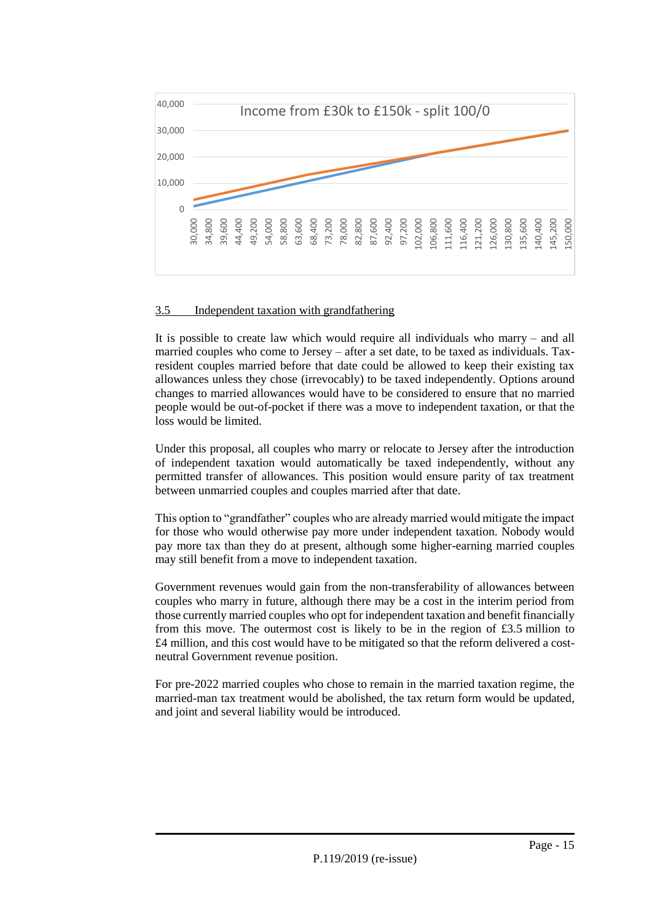Income from £30k to £150k - split 100/0

## 3.5 Independent taxation with grandfathering

It is possible to create law which would require all individuals who marry – and all married couples who come to Jersey – after a set date, to be taxed as individuals. Tax-resident couples married before that date could be allowed to keep their existing tax allowances unless they chose (irrevocably) to be taxed independently. Options around changes to married allowances would have to be considered to ensure that no married people would be out-of-pocket if there was a move to independent taxation, or that the loss would be limited.

Under this proposal, all couples who marry or relocate to Jersey after the introduction of independent taxation would automatically be taxed independently, without any permitted transfer of allowances. This position would ensure parity of tax treatment between unmarried couples and couples married after that date.

This option to "grandfather" couples who are already married would mitigate the impact for those who would otherwise pay more under independent taxation. Nobody would pay more tax than they do at present, although some higher-earning married couples may still benefit from a move to independent taxation.

Government revenues would gain from the non-transferability of allowances between couples who marry in future, although there may be a cost in the interim period from those currently married couples who opt for independent taxation and benefit financially from this move. The outermost cost is likely to be in the region of £3.5 million to £4 million, and this cost would have to be mitigated so that the reform delivered a cost-neutral Government revenue position.

For pre-2022 married couples who chose to remain in the married taxation regime, the married-man tax treatment would be abolished, the tax return form would be updated, and joint and several liability would be introduced.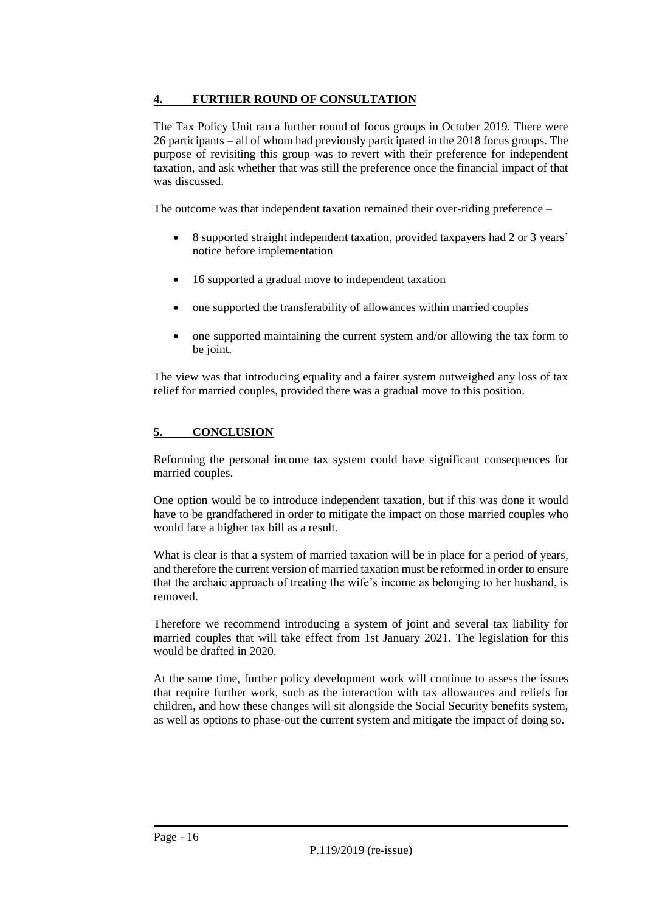## 4. FURTHER ROUND OF CONSULTATION

The Tax Policy Unit ran a further round of focus groups in October 2019. There were 26 participants – all of whom had previously participated in the 2018 focus groups. The purpose of revisiting this group was to revert with their preference for independent taxation, and ask whether that was still the preference once the financial impact of that was discussed.

The outcome was that independent taxation remained their over-riding preference –

- 8 supported straight independent taxation, provided taxpayers had 2 or 3 years' notice before implementation
- 16 supported a gradual move to independent taxation
- one supported the transferability of allowances within married couples
- one supported maintaining the current system and/or allowing the tax form to be joint.

The view was that introducing equality and a fairer system outweighed any loss of tax relief for married couples, provided there was a gradual move to this position.

## 5. CONCLUSION

Reforming the personal income tax system could have significant consequences for married couples.

One option would be to introduce independent taxation, but if this was done it would have to be grandfathered in order to mitigate the impact on those married couples who would face a higher tax bill as a result.

What is clear is that a system of married taxation will be in place for a period of years, and therefore the current version of married taxation must be reformed in order to ensure that the archaic approach of treating the wife's income as belonging to her husband, is removed.

Therefore we recommend introducing a system of joint and several tax liability for married couples that will take effect from 1st January 2021. The legislation for this would be drafted in 2020.

At the same time, further policy development work will continue to assess the issues that require further work, such as the interaction with tax allowances and reliefs for children, and how these changes will sit alongside the Social Security benefits system, as well as options to phase-out the current system and mitigate the impact of doing so.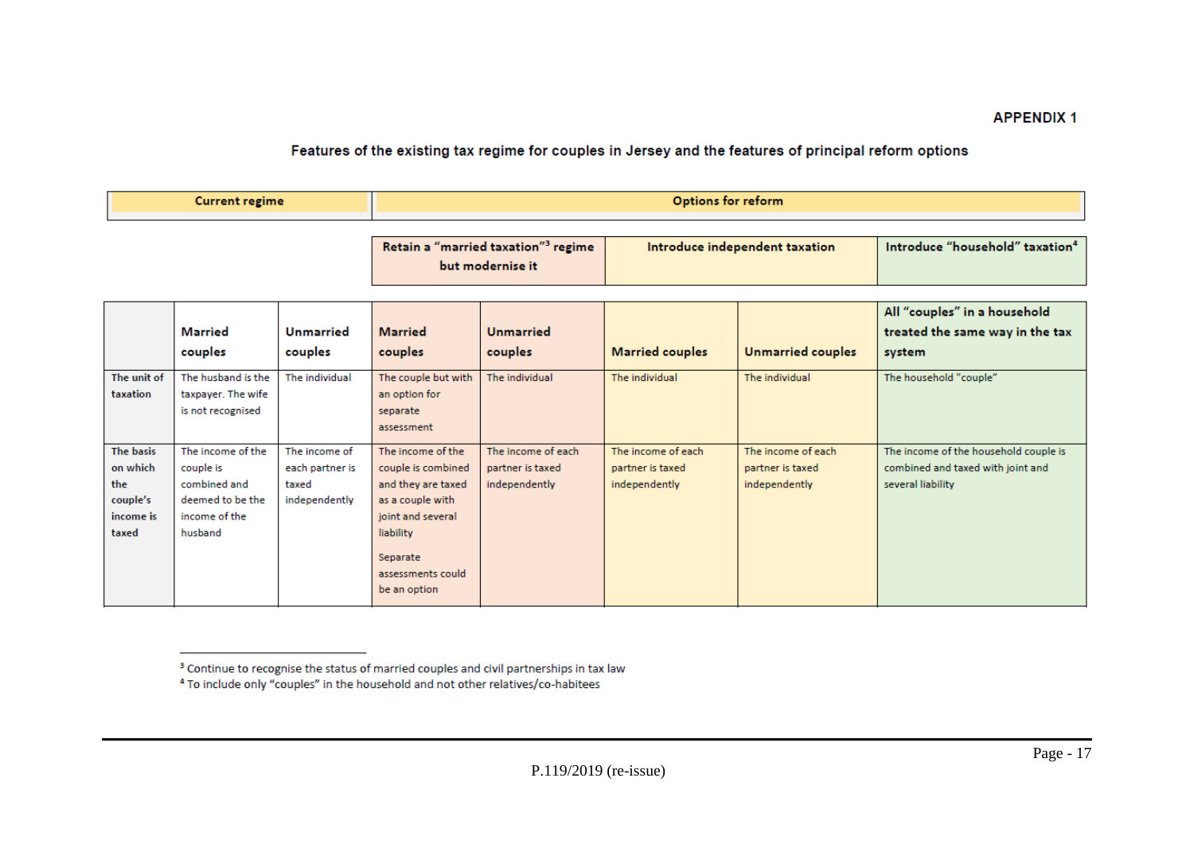**APPENDIX 1**

### Features of the existing tax regime for couples in Jersey and the features of principal reform options

| | Current regime | | Options for reform | | | | |
|---|---|---|---|---|---|---|---|
| | | | Retain a "married taxation"[3] regime but modernise it | | Introduce independent taxation | | Introduce "household" taxation[4] |
| | **Married couples** | **Unmarried couples** | **Married couples** | **Unmarried couples** | **Married couples** | **Unmarried couples** | **All "couples" in a household treated the same way in the tax system** |
| **The unit of taxation** | The husband is the taxpayer. The wife is not recognised | The individual | The couple but with an option for separate assessment | The individual | The individual | The individual | The household "couple" |
| **The basis on which the couple's income is taxed** | The income of the couple is combined and deemed to be the income of the husband | The income of each partner is taxed independently | The income of the couple is combined and they are taxed as a couple with joint and several liability<br><br>Separate assessments could be an option | The income of each partner is taxed independently | The income of each partner is taxed independently | The income of each partner is taxed independently | The income of the household couple is combined and taxed with joint and several liability |

[3] Continue to recognise the status of married couples and civil partnerships in tax law

[4] To include only "couples" in the household and not other relatives/co-habitees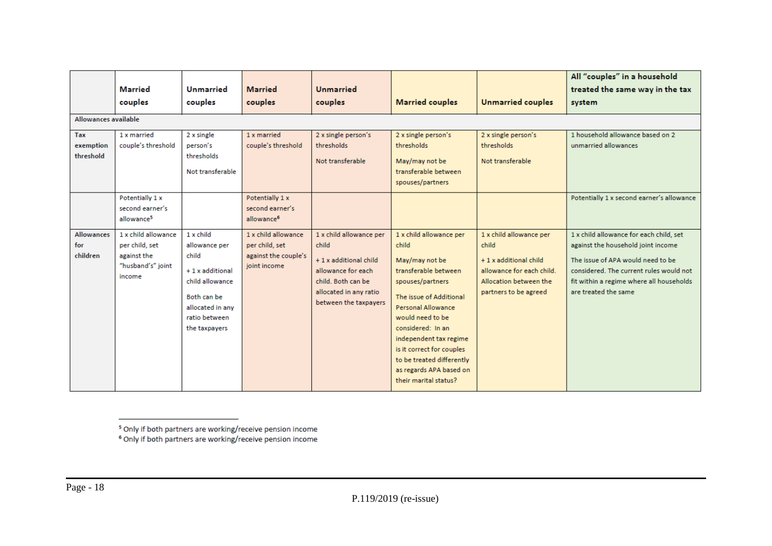| | Married couples | Unmarried couples | Married couples | Unmarried couples | Married couples | Unmarried couples | All "couples" in a household treated the same way in the tax system |
|---|---|---|---|---|---|---|---|
| **Allowances available** | | | | | | | |
| **Tax exemption threshold** | 1 x married couple's threshold | 2 x single person's thresholds<br><br>Not transferable | 1 x married couple's threshold | 2 x single person's thresholds<br><br>Not transferable | 2 x single person's thresholds<br><br>May/may not be transferable between spouses/partners | 2 x single person's thresholds<br><br>Not transferable | 1 household allowance based on 2 unmarried allowances |
| | Potentially 1 x second earner's allowance[5] | | Potentially 1 x second earner's allowance[6] | | | | Potentially 1 x second earner's allowance |
| **Allowances for children** | 1 x child allowance per child, set against the "husband's" joint income | 1 x child allowance per child<br><br>+ 1 x additional child allowance<br><br>Both can be allocated in any ratio between the taxpayers | 1 x child allowance per child, set against the couple's joint income | 1 x child allowance per child<br><br>+ 1 x additional child allowance for each child. Both can be allocated in any ratio between the taxpayers | 1 x child allowance per child<br><br>May/may not be transferable between spouses/partners<br><br>The issue of Additional Personal Allowance would need to be considered: In an independent tax regime is it correct for couples to be treated differently as regards APA based on their marital status? | 1 x child allowance per child<br><br>+ 1 x additional child allowance for each child. Allocation between the partners to be agreed | 1 x child allowance for each child, set against the household joint income<br><br>The issue of APA would need to be considered. The current rules would not fit within a regime where all households are treated the same |

[5] Only if both partners are working/receive pension income
[6] Only if both partners are working/receive pension income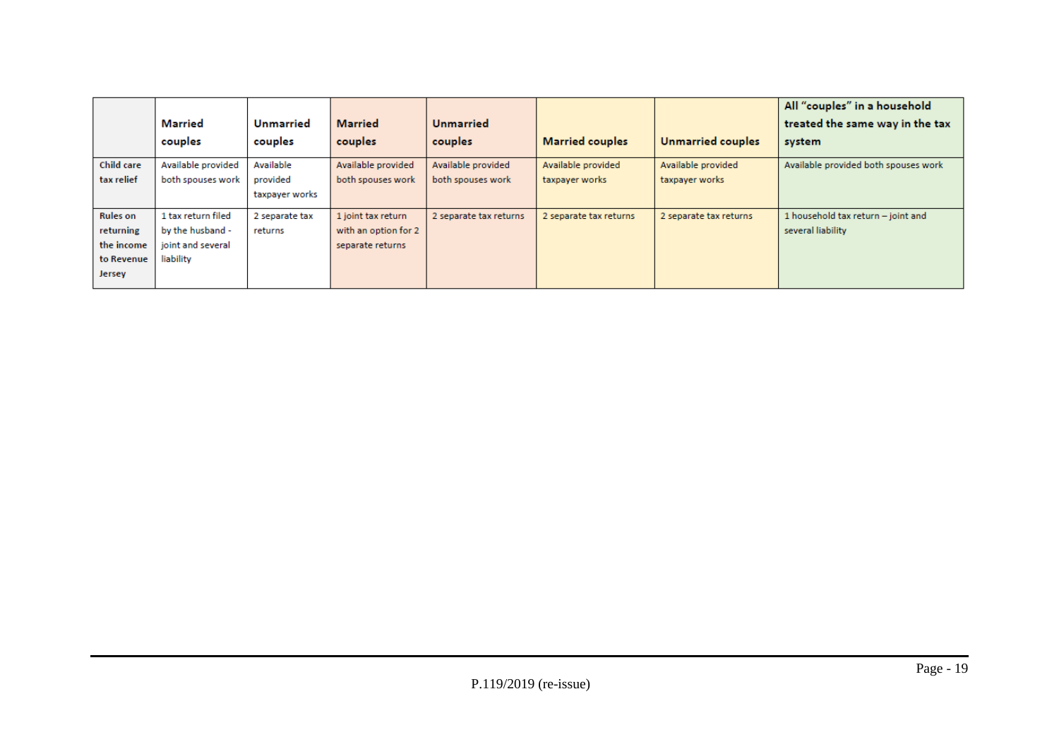| | Married couples | Unmarried couples | Married couples | Unmarried couples | Married couples | Unmarried couples | All "couples" in a household treated the same way in the tax system |
|---|---|---|---|---|---|---|---|
| Child care tax relief | Available provided both spouses work | Available provided taxpayer works | Available provided both spouses work | Available provided both spouses work | Available provided taxpayer works | Available provided taxpayer works | Available provided both spouses work |
| Rules on returning the income to Revenue Jersey | 1 tax return filed by the husband - joint and several liability | 2 separate tax returns | 1 joint tax return with an option for 2 separate returns | 2 separate tax returns | 2 separate tax returns | 2 separate tax returns | 1 household tax return – joint and several liability |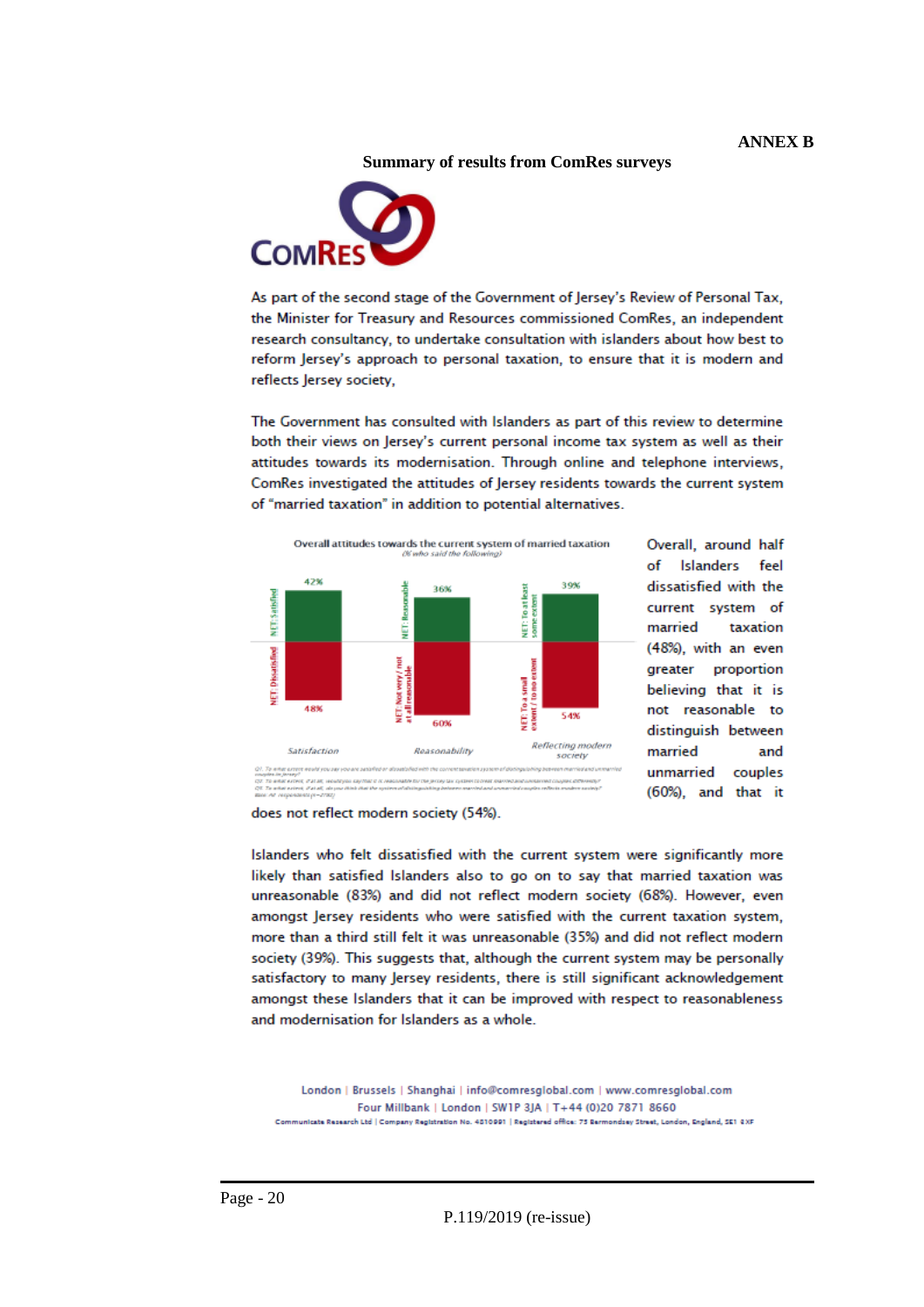**ANNEX B**

**Summary of results from ComRes surveys**

ComRes

As part of the second stage of the Government of Jersey's Review of Personal Tax, the Minister for Treasury and Resources commissioned ComRes, an independent research consultancy, to undertake consultation with islanders about how best to reform Jersey's approach to personal taxation, to ensure that it is modern and reflects Jersey society,

The Government has consulted with Islanders as part of this review to determine both their views on Jersey's current personal income tax system as well as their attitudes towards its modernisation. Through online and telephone interviews, ComRes investigated the attitudes of Jersey residents towards the current system of "married taxation" in addition to potential alternatives.

**Overall attitudes towards the current system of married taxation**
*(% who said the following)*

| | Satisfaction | Reasonability | Reflecting modern society |
|---|---|---|---|
| NET: Satisfied / NET: Reasonable / NET: To at least some extent | 42% | 36% | 39% |
| NET: Dissatisfied / NET: Not very / not at all reasonable / NET: To a small extent / to no extent | 48% | 60% | 54% |

Overall, around half of Islanders feel dissatisfied with the current system of married taxation (48%), with an even greater proportion believing that it is not reasonable to distinguish between married and unmarried couples (60%), and that it does not reflect modern society (54%).

Islanders who felt dissatisfied with the current system were significantly more likely than satisfied Islanders also to go on to say that married taxation was unreasonable (83%) and did not reflect modern society (68%). However, even amongst Jersey residents who were satisfied with the current taxation system, more than a third still felt it was unreasonable (35%) and did not reflect modern society (39%). This suggests that, although the current system may be personally satisfactory to many Jersey residents, there is still significant acknowledgement amongst these Islanders that it can be improved with respect to reasonableness and modernisation for Islanders as a whole.

London | Brussels | Shanghai | info@comresglobal.com | www.comresglobal.com
Four Millbank | London | SW1P 3JA | T+44 (0)20 7871 8660
Communicate Research Ltd | Company Registration No. 4810991 | Registered office: 73 Bermondsey Street, London, England, SE1 3XF

P.119/2019 (re-issue)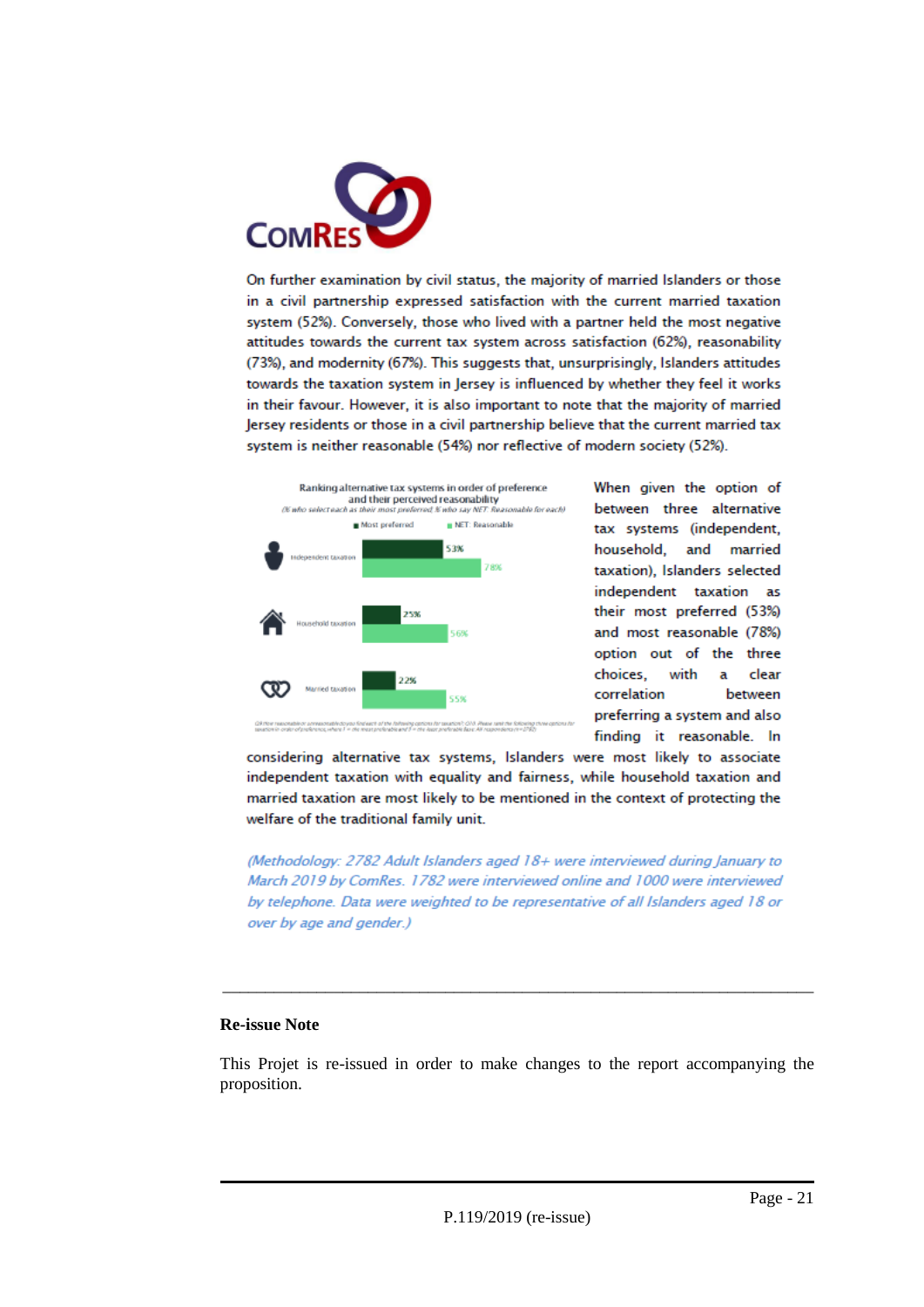ComRes

On further examination by civil status, the majority of married Islanders or those in a civil partnership expressed satisfaction with the current married taxation system (52%). Conversely, those who lived with a partner held the most negative attitudes towards the current tax system across satisfaction (62%), reasonability (73%), and modernity (67%). This suggests that, unsurprisingly, Islanders attitudes towards the taxation system in Jersey is influenced by whether they feel it works in their favour. However, it is also important to note that the majority of married Jersey residents or those in a civil partnership believe that the current married tax system is neither reasonable (54%) nor reflective of modern society (52%).

Ranking alternative tax systems in order of preference and their perceived reasonability
(% who select each as their most preferred; % who say NET: Reasonable for each)

Most preferred
NET: Reasonable

Independent taxation
53%
78%

Household taxation
25%
56%

Married taxation
22%
55%

When given the option of between three alternative tax systems (independent, household, and married taxation), Islanders selected independent taxation as their most preferred (53%) and most reasonable (78%) option out of the three choices, with a clear correlation between preferring a system and also finding it reasonable. In considering alternative tax systems, Islanders were most likely to associate independent taxation with equality and fairness, while household taxation and married taxation are most likely to be mentioned in the context of protecting the welfare of the traditional family unit.

*(Methodology: 2782 Adult Islanders aged 18+ were interviewed during January to March 2019 by ComRes. 1782 were interviewed online and 1000 were interviewed by telephone. Data were weighted to be representative of all Islanders aged 18 or over by age and gender.)*

---

**Re-issue Note**

This Projet is re-issued in order to make changes to the report accompanying the proposition.